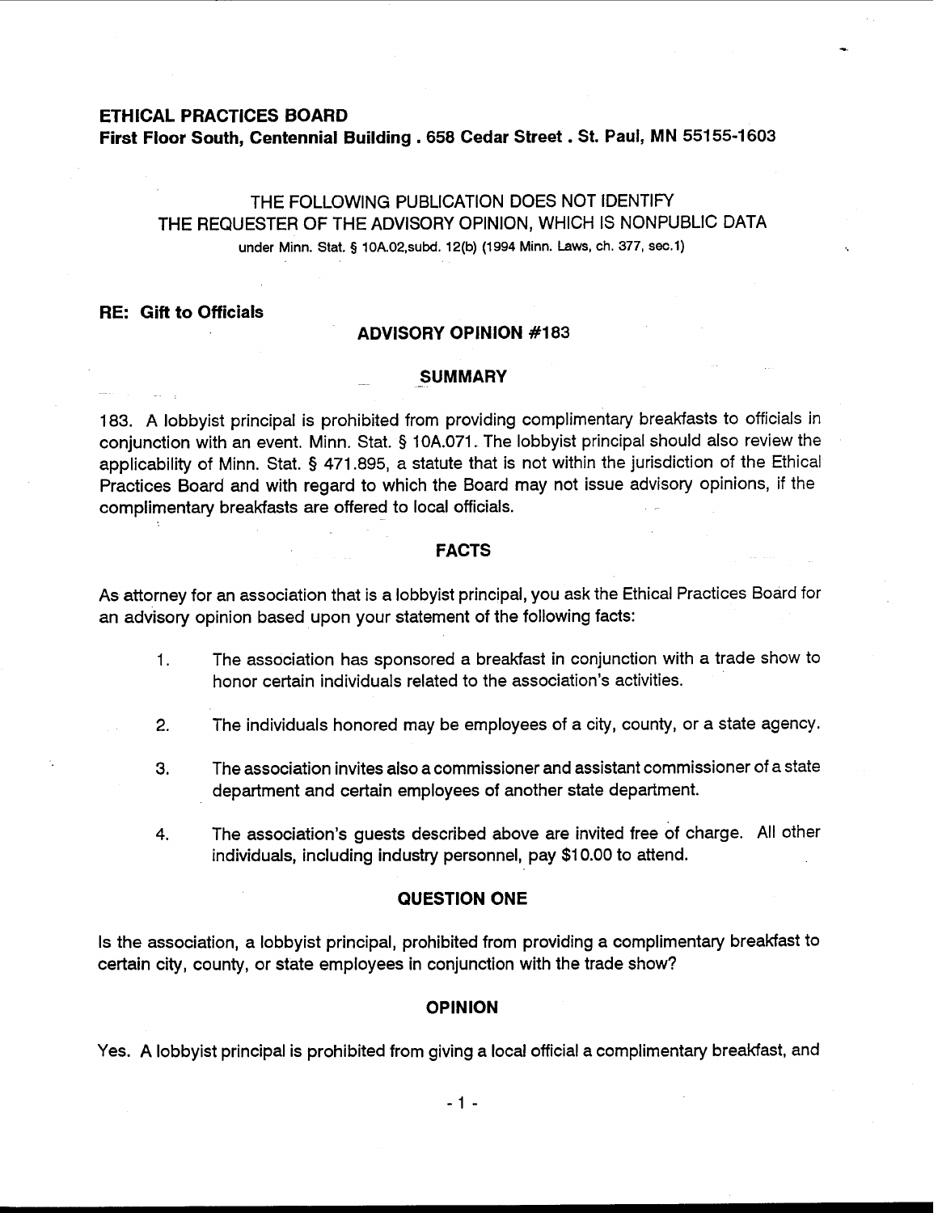**ETHICAL PRACTICES BOARD**
**First Floor South, Centennial Building . 658 Cedar Street . St. Paul, MN 55155-1603**

THE FOLLOWING PUBLICATION DOES NOT IDENTIFY
THE REQUESTER OF THE ADVISORY OPINION, WHICH IS NONPUBLIC DATA
under Minn. Stat. § 10A.02,subd. 12(b) (1994 Minn. Laws, ch. 377, sec.1)

**RE: Gift to Officials**

## ADVISORY OPINION #183

### SUMMARY

183. A lobbyist principal is prohibited from providing complimentary breakfasts to officials in conjunction with an event. Minn. Stat. § 10A.071. The lobbyist principal should also review the applicability of Minn. Stat. § 471.895, a statute that is not within the jurisdiction of the Ethical Practices Board and with regard to which the Board may not issue advisory opinions, if the complimentary breakfasts are offered to local officials.

### FACTS

As attorney for an association that is a lobbyist principal, you ask the Ethical Practices Board for an advisory opinion based upon your statement of the following facts:

1. The association has sponsored a breakfast in conjunction with a trade show to honor certain individuals related to the association's activities.

2. The individuals honored may be employees of a city, county, or a state agency.

3. The association invites also a commissioner and assistant commissioner of a state department and certain employees of another state department.

4. The association's guests described above are invited free of charge. All other individuals, including industry personnel, pay $10.00 to attend.

### QUESTION ONE

Is the association, a lobbyist principal, prohibited from providing a complimentary breakfast to certain city, county, or state employees in conjunction with the trade show?

### OPINION

Yes. A lobbyist principal is prohibited from giving a local official a complimentary breakfast, and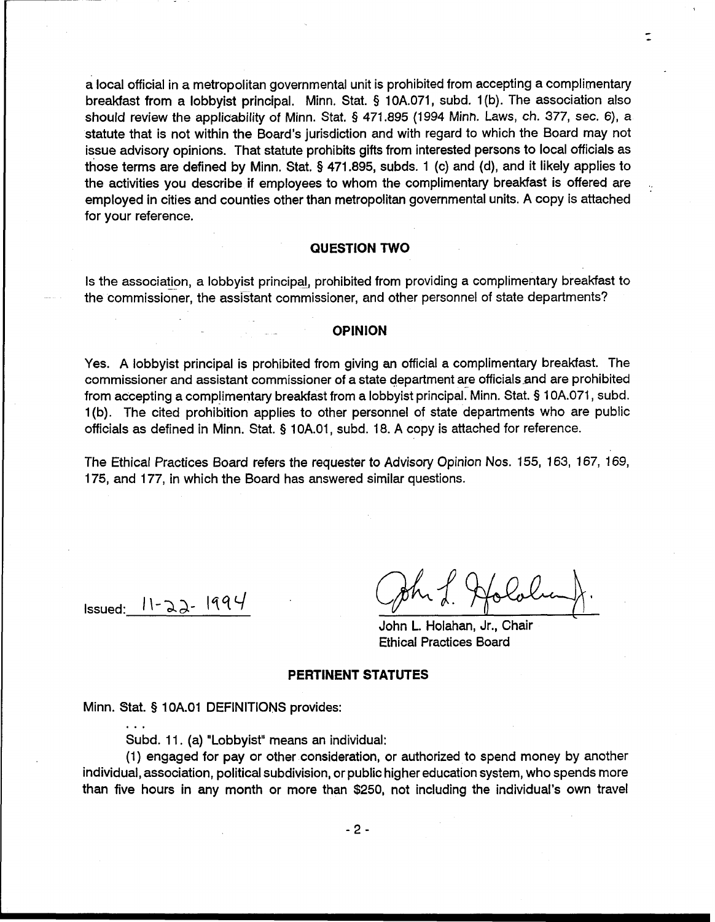a local official in a metropolitan governmental unit is prohibited from accepting a complimentary breakfast from a lobbyist principal. Minn. Stat. § 10A.071, subd. 1(b). The association also should review the applicability of Minn. Stat. § 471.895 (1994 Minn. Laws, ch. 377, sec. 6), a statute that is not within the Board's jurisdiction and with regard to which the Board may not issue advisory opinions. That statute prohibits gifts from interested persons to local officials as those terms are defined by Minn. Stat. § 471.895, subds. 1 (c) and (d), and it likely applies to the activities you describe if employees to whom the complimentary breakfast is offered are employed in cities and counties other than metropolitan governmental units. A copy is attached for your reference.

## QUESTION TWO

Is the association, a lobbyist principal, prohibited from providing a complimentary breakfast to the commissioner, the assistant commissioner, and other personnel of state departments?

## OPINION

Yes. A lobbyist principal is prohibited from giving an official a complimentary breakfast. The commissioner and assistant commissioner of a state department are officials and are prohibited from accepting a complimentary breakfast from a lobbyist principal. Minn. Stat. § 10A.071, subd. 1(b). The cited prohibition applies to other personnel of state departments who are public officials as defined in Minn. Stat. § 10A.01, subd. 18. A copy is attached for reference.

The Ethical Practices Board refers the requester to Advisory Opinion Nos. 155, 163, 167, 169, 175, and 177, in which the Board has answered similar questions.

Issued: 11-22-1994

John L. Holahan, Jr., Chair
Ethical Practices Board

## PERTINENT STATUTES

Minn. Stat. § 10A.01 DEFINITIONS provides:

. . .

Subd. 11. (a) "Lobbyist" means an individual:

(1) engaged for pay or other consideration, or authorized to spend money by another individual, association, political subdivision, or public higher education system, who spends more than five hours in any month or more than $250, not including the individual's own travel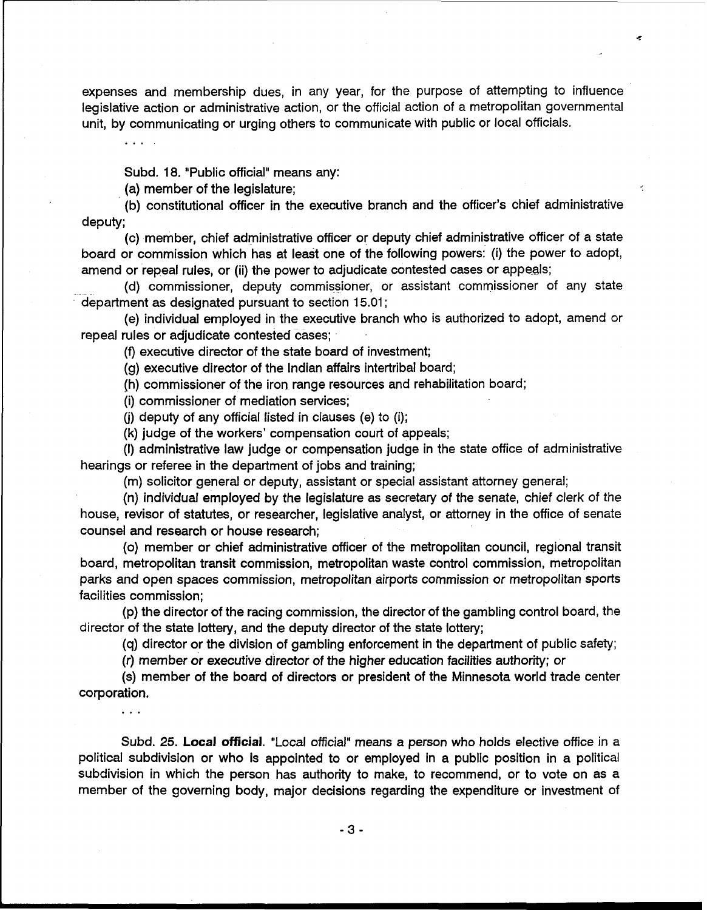expenses and membership dues, in any year, for the purpose of attempting to influence legislative action or administrative action, or the official action of a metropolitan governmental unit, by communicating or urging others to communicate with public or local officials.

. . .

Subd. 18. "Public official" means any:

(a) member of the legislature;

(b) constitutional officer in the executive branch and the officer's chief administrative deputy;

(c) member, chief administrative officer or deputy chief administrative officer of a state board or commission which has at least one of the following powers: (i) the power to adopt, amend or repeal rules, or (ii) the power to adjudicate contested cases or appeals;

(d) commissioner, deputy commissioner, or assistant commissioner of any state department as designated pursuant to section 15.01;

(e) individual employed in the executive branch who is authorized to adopt, amend or repeal rules or adjudicate contested cases;

(f) executive director of the state board of investment;

(g) executive director of the Indian affairs intertribal board;

(h) commissioner of the iron range resources and rehabilitation board;

(i) commissioner of mediation services;

(j) deputy of any official listed in clauses (e) to (i);

(k) judge of the workers' compensation court of appeals;

(l) administrative law judge or compensation judge in the state office of administrative hearings or referee in the department of jobs and training;

(m) solicitor general or deputy, assistant or special assistant attorney general;

(n) individual employed by the legislature as secretary of the senate, chief clerk of the house, revisor of statutes, or researcher, legislative analyst, or attorney in the office of senate counsel and research or house research;

(o) member or chief administrative officer of the metropolitan council, regional transit board, metropolitan transit commission, metropolitan waste control commission, metropolitan parks and open spaces commission, metropolitan airports commission or metropolitan sports facilities commission;

(p) the director of the racing commission, the director of the gambling control board, the director of the state lottery, and the deputy director of the state lottery;

(q) director or the division of gambling enforcement in the department of public safety;

(r) member or executive director of the higher education facilities authority; or

(s) member of the board of directors or president of the Minnesota world trade center corporation.

. . .

Subd. 25. **Local official**. "Local official" means a person who holds elective office in a political subdivision or who is appointed to or employed in a public position in a political subdivision in which the person has authority to make, to recommend, or to vote on as a member of the governing body, major decisions regarding the expenditure or investment of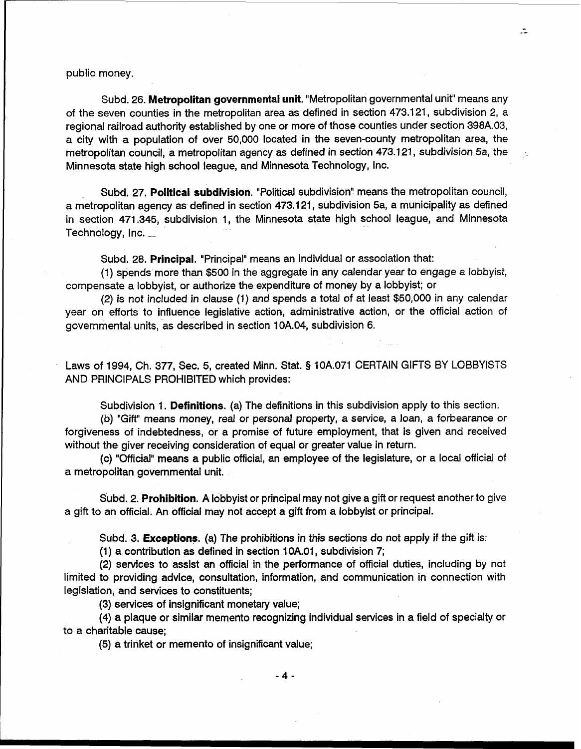public money.

Subd. 26. **Metropolitan governmental unit.** "Metropolitan governmental unit" means any of the seven counties in the metropolitan area as defined in section 473.121, subdivision 2, a regional railroad authority established by one or more of those counties under section 398A.03, a city with a population of over 50,000 located in the seven-county metropolitan area, the metropolitan council, a metropolitan agency as defined in section 473.121, subdivision 5a, the Minnesota state high school league, and Minnesota Technology, Inc.

Subd. 27. **Political subdivision.** "Political subdivision" means the metropolitan council, a metropolitan agency as defined in section 473.121, subdivision 5a, a municipality as defined in section 471.345, subdivision 1, the Minnesota state high school league, and Minnesota Technology, Inc.

Subd. 28. **Principal.** "Principal" means an individual or association that:

(1) spends more than $500 in the aggregate in any calendar year to engage a lobbyist, compensate a lobbyist, or authorize the expenditure of money by a lobbyist; or

(2) is not included in clause (1) and spends a total of at least $50,000 in any calendar year on efforts to influence legislative action, administrative action, or the official action of governmental units, as described in section 10A.04, subdivision 6.

Laws of 1994, Ch. 377, Sec. 5, created Minn. Stat. § 10A.071 CERTAIN GIFTS BY LOBBYISTS AND PRINCIPALS PROHIBITED which provides:

Subdivision 1. **Definitions.** (a) The definitions in this subdivision apply to this section.

(b) "Gift" means money, real or personal property, a service, a loan, a forbearance or forgiveness of indebtedness, or a promise of future employment, that is given and received without the giver receiving consideration of equal or greater value in return.

(c) "Official" means a public official, an employee of the legislature, or a local official of a metropolitan governmental unit.

Subd. 2. **Prohibition.** A lobbyist or principal may not give a gift or request another to give a gift to an official. An official may not accept a gift from a lobbyist or principal.

Subd. 3. **Exceptions.** (a) The prohibitions in this sections do not apply if the gift is:

(1) a contribution as defined in section 10A.01, subdivision 7;

(2) services to assist an official in the performance of official duties, including by not limited to providing advice, consultation, information, and communication in connection with legislation, and services to constituents;

(3) services of insignificant monetary value;

(4) a plaque or similar memento recognizing individual services in a field of specialty or to a charitable cause;

(5) a trinket or memento of insignificant value;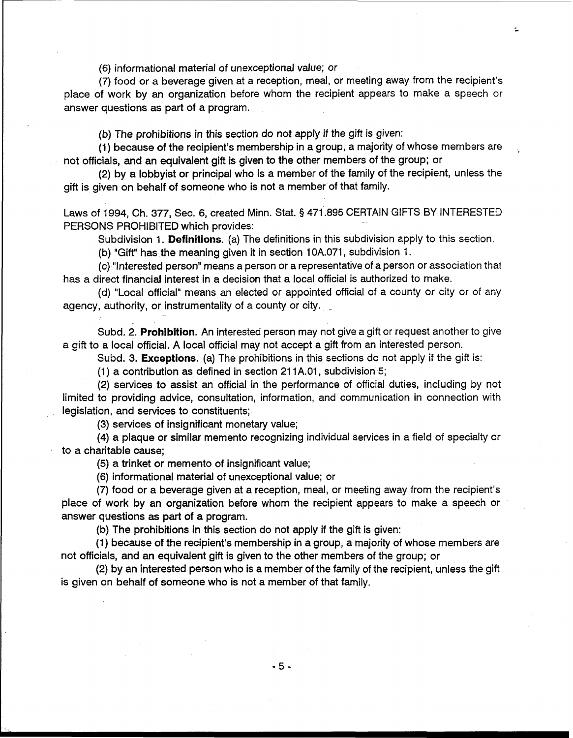(6) informational material of unexceptional value; or

(7) food or a beverage given at a reception, meal, or meeting away from the recipient's place of work by an organization before whom the recipient appears to make a speech or answer questions as part of a program.

(b) The prohibitions in this section do not apply if the gift is given:

(1) because of the recipient's membership in a group, a majority of whose members are not officials, and an equivalent gift is given to the other members of the group; or

(2) by a lobbyist or principal who is a member of the family of the recipient, unless the gift is given on behalf of someone who is not a member of that family.

Laws of 1994, Ch. 377, Sec. 6, created Minn. Stat. § 471.895 CERTAIN GIFTS BY INTERESTED PERSONS PROHIBITED which provides:

Subdivision 1. **Definitions.** (a) The definitions in this subdivision apply to this section.

(b) "Gift" has the meaning given it in section 10A.071, subdivision 1.

(c) "Interested person" means a person or a representative of a person or association that has a direct financial interest in a decision that a local official is authorized to make.

(d) "Local official" means an elected or appointed official of a county or city or of any agency, authority, or instrumentality of a county or city.

Subd. 2. **Prohibition.** An interested person may not give a gift or request another to give a gift to a local official. A local official may not accept a gift from an interested person.

Subd. 3. **Exceptions.** (a) The prohibitions in this sections do not apply if the gift is:

(1) a contribution as defined in section 211A.01, subdivision 5;

(2) services to assist an official in the performance of official duties, including by not limited to providing advice, consultation, information, and communication in connection with legislation, and services to constituents;

(3) services of insignificant monetary value;

(4) a plaque or similar memento recognizing individual services in a field of specialty or to a charitable cause;

(5) a trinket or memento of insignificant value;

(6) informational material of unexceptional value; or

(7) food or a beverage given at a reception, meal, or meeting away from the recipient's place of work by an organization before whom the recipient appears to make a speech or answer questions as part of a program.

(b) The prohibitions in this section do not apply if the gift is given:

(1) because of the recipient's membership in a group, a majority of whose members are not officials, and an equivalent gift is given to the other members of the group; or

(2) by an interested person who is a member of the family of the recipient, unless the gift is given on behalf of someone who is not a member of that family.